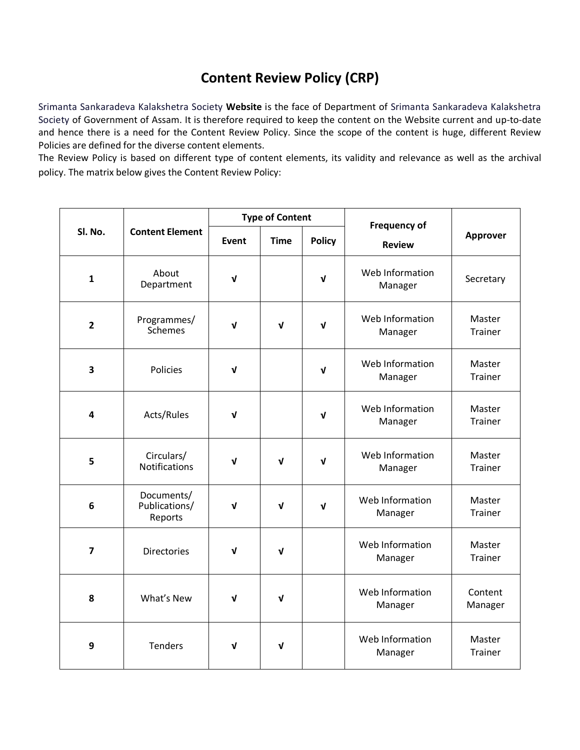# Content Review Policy (CRP)

Srimanta Sankaradeva Kalakshetra Society **Website** is the face of Department of Srimanta Sankaradeva Kalakshetra Society of Government of Assam. It is therefore required to keep the content on the Website current and up-to-date and hence there is a need for the Content Review Policy. Since the scope of the content is huge, different Review Policies are defined for the diverse content elements.

The Review Policy is based on different type of content elements, its validity and relevance as well as the archival policy. The matrix below gives the Content Review Policy:

| Sl. No. | Content Element | Type of Content | | | Frequency of Review | Approver |
|---|---|---|---|---|---|---|
| | | Event | Time | Policy | | |
| 1 | About Department | √ | | √ | Web Information Manager | Secretary |
| 2 | Programmes/ Schemes | √ | √ | √ | Web Information Manager | Master Trainer |
| 3 | Policies | √ | | √ | Web Information Manager | Master Trainer |
| 4 | Acts/Rules | √ | | √ | Web Information Manager | Master Trainer |
| 5 | Circulars/ Notifications | √ | √ | √ | Web Information Manager | Master Trainer |
| 6 | Documents/ Publications/ Reports | √ | √ | √ | Web Information Manager | Master Trainer |
| 7 | Directories | √ | √ | | Web Information Manager | Master Trainer |
| 8 | What's New | √ | √ | | Web Information Manager | Content Manager |
| 9 | Tenders | √ | √ | | Web Information Manager | Master Trainer |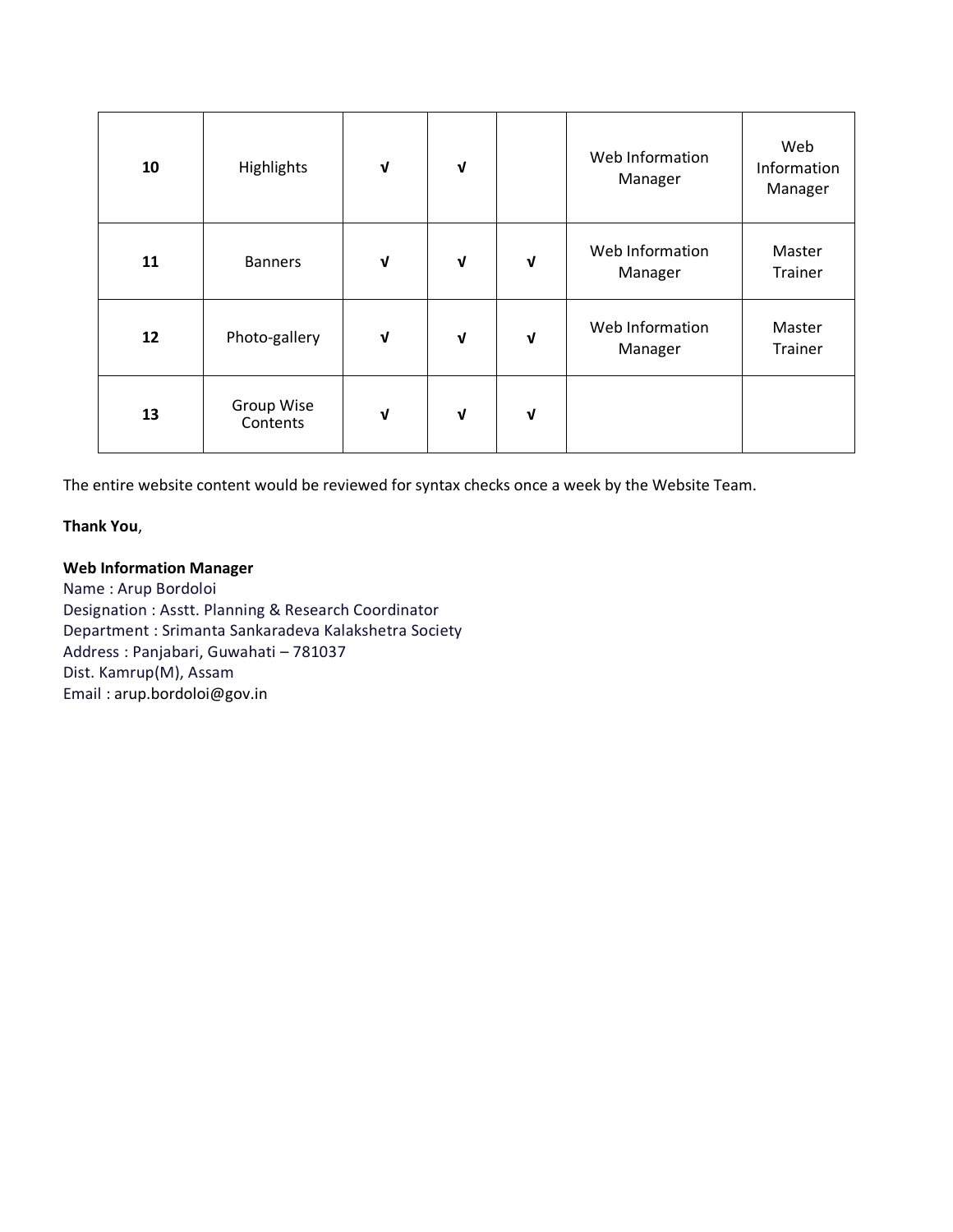| | | | | | | |
|---|---|---|---|---|---|---|
| **10** | Highlights | √ | √ | | Web Information Manager | Web Information Manager |
| **11** | Banners | √ | √ | √ | Web Information Manager | Master Trainer |
| **12** | Photo-gallery | √ | √ | √ | Web Information Manager | Master Trainer |
| **13** | Group Wise Contents | √ | √ | √ | | |

The entire website content would be reviewed for syntax checks once a week by the Website Team.

**Thank You**,

**Web Information Manager**
Name : Arup Bordoloi
Designation : Asstt. Planning & Research Coordinator
Department : Srimanta Sankaradeva Kalakshetra Society
Address : Panjabari, Guwahati – 781037
Dist. Kamrup(M), Assam
Email : arup.bordoloi@gov.in